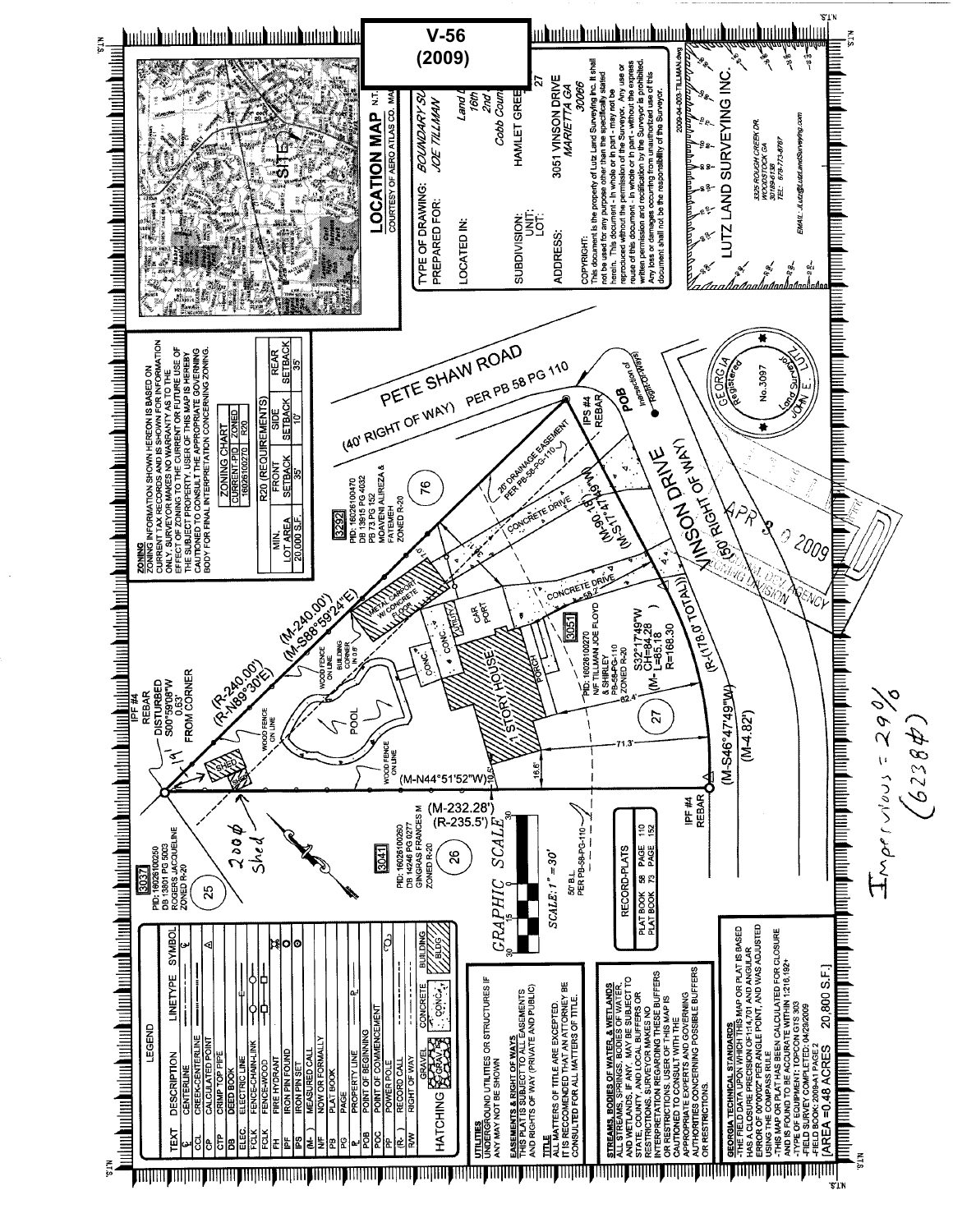# V-56 (2009)

## LOCATION MAP

N.T.S.

COURTESY OF AERO ATLAS CO. MA

| | |
|---|---|
| TYPE OF DRAWING: | BOUNDARY SU |
| PREPARED FOR: | JOE TILLMAN |
| LOCATED IN: | Land L 16th 2nd Cobb Coun |
| SUBDIVISION: | HAMLET GREE |
| UNIT: | |
| LOT: | 27 |
| ADDRESS: | 3051 VINSON DRIVE MARIETTA GA 30066 |

COPYRIGHT:
This document is the property of Lutz Land Surveying Inc. It shall not be used for any purpose other than the specifically stated herein. This document - in whole or in part - may not be reproduced without the permission of the Surveyor. Any use or reuse of this document - in whole or in part - without the express written permission and recertification by the Surveyor is prohibited. Any loss or damages occurring from unauthorized use of this document shall not be the responsibility of the Surveyor.

2009-04-003-TILLMAN.dwg

**LUTZ LAND SURVEYING INC.**

3325 ROUGH CREEK DR.
WOODSTOCK GA
30189-6156
TEL: 678-773-8767
EMAIL: JLutz@LutzLandSurveying.com

## ZONING

ZONING INFORMATION SHOWN HEREON IS BASED ON CURRENT TAX RECORDS AND IS SHOWN FOR INFORMATION ONLY. SURVEYOR MAKES NO WARRANTY AS TO THE EFFECT OF ZONING TO THE CURRENT OR FUTURE USE OF THE SUBJECT PROPERTY. USER OF THIS MAP IS HEREBY CAUTIONED TO CONSULT THE APPROPRIATE GOVERNING BODY FOR FINAL INTERPRETATION CONCERNING ZONING.

| ZONING CHART | |
|---|---|
| CURRENT-PID | ZONED |
| 16026100270 | R20 |

| R20 (REQUIREMENTS) | | | |
|---|---|---|---|
| MIN. LOT AREA | FRONT SETBACK | SIDE SETBACK | REAR SETBACK |
| 20,000 S.F. | 35' | 10' | 35' |

PETE SHAW ROAD (40' RIGHT OF WAY) PER PB 58 PG 110

VINSON DRIVE (50' RIGHT OF WAY)

3292 — PID: 16026100470, DB 13915 PG 4032, PB 73 PG 152, MOAVENI ALIREZA & FATEMEH, ZONED R-20 (76)

3051 — PID: 16026100270, N/F TILLMAN JOE FLOYD & SHIRLEY, PB-58-PG-110, ZONED R-20 (27)

3041 — PID: 16026100260, DB 14246 PG 0277, GINGRAS FRANCES M, ZONED R-20 (26)

3037 — PID: 16026100250, DB 13801 PG 5003, ROGERS JACQUELINE, ZONED R-20 (25)

(M-240.00') (M-S88°59'24"E)
(R-240.00') (R-N89°30'E)
IPF #4 REBAR DISTURBED S00°59'08"W 0.63' FROM CORNER
(M-N44°51'52"W) (M-232.28') (R-235.5')
(M-S46°47'49"W) (M-4.82')
(R-(178.0' TOTAL))
(M-90.18') (M-S17°47'49"W)
S32°17'49"W (M- CH=84.28, L=85.18, R=168.30)
IPS #4 REBAR — POB — Intersection of Right-of-Way(s)
20' DRAINAGE EASEMENT PER PB-58-PG-110
50' B.L. PER PB-58-PG-110

1 STORY HOUSE, POOL, CAR PORT, PORCH, UTILITY, CONC., CONCRETE DRIVE, METAL CARPORT W/ CONCRETE FLOOR, SHED, WOOD FENCE ON LINE, BUILDING CORNER

GEORGIA Registered No. 3097 Land Surveyor JOHN E. LUTZ

APR 30 2009 — ZONING DIVISION

200# Shed

Impervious = 29% (6238#)

GRAPHIC SCALE — SCALE: 1" = 30'

| RECORD-PLATS | | | |
|---|---|---|---|
| PLAT BOOK | 58 | PAGE | 110 |
| PLAT BOOK | 73 | PAGE | 152 |

## LEGEND

| TEXT | DESCRIPTION | LINETYPE | SYMBOL |
|---|---|---|---|
| ℄ | CENTERLINE | | ℄ |
| CCL | CREEK-CENTERLINE | | |
| CP | CALCULATED POINT | | △ |
| CTP | CRIMP TOP PIPE | | |
| DB | DEED BOOK | | |
| ELEC | ELECTRIC LINE | | |
| FCLK | FENCE-CHAIN-LINK | | |
| FCLK | FENCE-WOOD | | |
| FH | FIRE HYDRANT | | |
| IPF | IRON PIN FOUND | | ⊙ |
| IPS | IRON PIN SET | | ⊙ |
| (M-) | MEASURED CALL | | |
| N/F | NOW OR FORMALLY | | |
| PB | PLAT BOOK | | |
| PG | PAGE | | |
| ℗ | PROPERTY LINE | | |
| POB | POINT OF BEGINNING | | |
| POC | POINT OF COMMENCEMENT | | |
| PP | POWER POLE | | |
| (R-) | RECORD CALL | | |
| R/W | RIGHT OF WAY | | |

HATCHING: GRAVEL, CONCRETE, BUILDING

**UTILITIES**
UNDERGROUND UTILITIES OR STRUCTURES IF ANY MAY NOT BE SHOWN

**EASEMENTS & RIGHT OF WAYS**
THIS PLAT IS SUBJECT TO ALL EASEMENTS AND RIGHTS OF WAY (PRIVATE AND PUBLIC)

**TITLE**
ALL MATTERS OF TITLE ARE EXCEPTED. IT IS RECOMMENDED THAT AN ATTORNEY BE CONSULTED FOR ALL MATTERS OF TITLE.

**STREAMS, BODIES OF WATER, & WETLANDS**
ALL STREAMS, SPRINGS, BODIES OF WATER, AND WETLANDS, IF ANY, MAY BE SUBJECT TO STATE, COUNTY, AND LOCAL BUFFERS OR RESTRICTIONS. SURVEYOR MAKES NO INTERPRETATION REGARDING THESE BUFFERS OR RESTRICTIONS. USER OF THIS MAP IS CAUTIONED TO CONSULT WITH THE APPROPRIATE EXPERTS AND GOVERNING AUTHORITIES CONCERNING POSSIBLE BUFFERS OR RESTRICTIONS.

**GEORGIA TECHNICAL STANDARDS**
- THE FIELD DATA UPON WHICH THIS MAP OR PLAT IS BASED HAS A CLOSURE PRECISION OF 1:14,701 AND ANGULAR ERROR OF 00"00'02" PER ANGLE POINT, AND WAS ADJUSTED USING THE COMPASS RULE
- THIS MAP OR PLAT HAS BEEN CALCULATED FOR CLOSURE AND IS FOUND TO BE ACCURATE WITHIN 1:216,192+
- TYPE OF EQUIPMENT: TOPCON GTS 303
- FIELD SURVEY COMPLETED: 04/28/2009
- FIELD BOOK: 2009-4-1 PAGE 2

[AREA =0.48 ACRES 20,800 S.F.]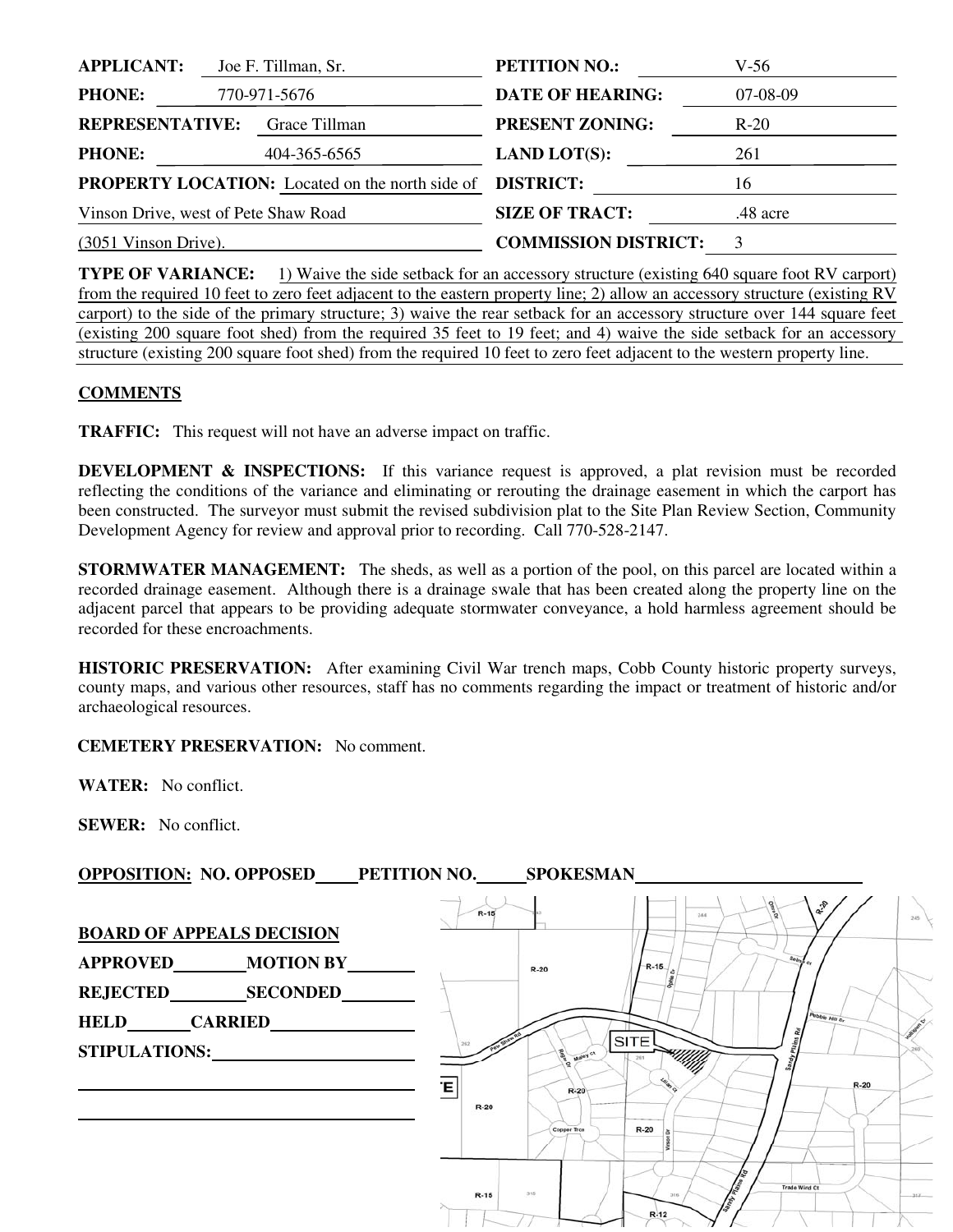| | | | |
|---|---|---|---|
| **APPLICANT:** | Joe F. Tillman, Sr. | **PETITION NO.:** | V-56 |
| **PHONE:** | 770-971-5676 | **DATE OF HEARING:** | 07-08-09 |
| **REPRESENTATIVE:** | Grace Tillman | **PRESENT ZONING:** | R-20 |
| **PHONE:** | 404-365-6565 | **LAND LOT(S):** | 261 |
| **PROPERTY LOCATION:** | Located on the north side of Vinson Drive, west of Pete Shaw Road (3051 Vinson Drive). | **DISTRICT:** | 16 |
| | | **SIZE OF TRACT:** | .48 acre |
| | | **COMMISSION DISTRICT:** | 3 |

**TYPE OF VARIANCE:** 1) Waive the side setback for an accessory structure (existing 640 square foot RV carport) from the required 10 feet to zero feet adjacent to the eastern property line; 2) allow an accessory structure (existing RV carport) to the side of the primary structure; 3) waive the rear setback for an accessory structure over 144 square feet (existing 200 square foot shed) from the required 35 feet to 19 feet; and 4) waive the side setback for an accessory structure (existing 200 square foot shed) from the required 10 feet to zero feet adjacent to the western property line.

**COMMENTS**

**TRAFFIC:** This request will not have an adverse impact on traffic.

**DEVELOPMENT & INSPECTIONS:** If this variance request is approved, a plat revision must be recorded reflecting the conditions of the variance and eliminating or rerouting the drainage easement in which the carport has been constructed. The surveyor must submit the revised subdivision plat to the Site Plan Review Section, Community Development Agency for review and approval prior to recording. Call 770-528-2147.

**STORMWATER MANAGEMENT:** The sheds, as well as a portion of the pool, on this parcel are located within a recorded drainage easement. Although there is a drainage swale that has been created along the property line on the adjacent parcel that appears to be providing adequate stormwater conveyance, a hold harmless agreement should be recorded for these encroachments.

**HISTORIC PRESERVATION:** After examining Civil War trench maps, Cobb County historic property surveys, county maps, and various other resources, staff has no comments regarding the impact or treatment of historic and/or archaeological resources.

**CEMETERY PRESERVATION:** No comment.

**WATER:** No conflict.

**SEWER:** No conflict.

**OPPOSITION: NO. OPPOSED\_\_\_\_\_ PETITION NO.\_\_\_\_\_ SPOKESMAN\_\_\_\_\_\_\_\_\_\_\_\_\_\_\_\_\_\_\_\_**

**BOARD OF APPEALS DECISION**

**APPROVED**\_\_\_\_\_\_\_\_ **MOTION BY**\_\_\_\_\_\_\_\_

**REJECTED**\_\_\_\_\_\_\_\_ **SECONDED**\_\_\_\_\_\_\_\_

**HELD**\_\_\_\_\_\_\_\_ **CARRIED**\_\_\_\_\_\_\_\_

**STIPULATIONS:**\_\_\_\_\_\_\_\_\_\_\_\_\_\_\_\_\_\_\_\_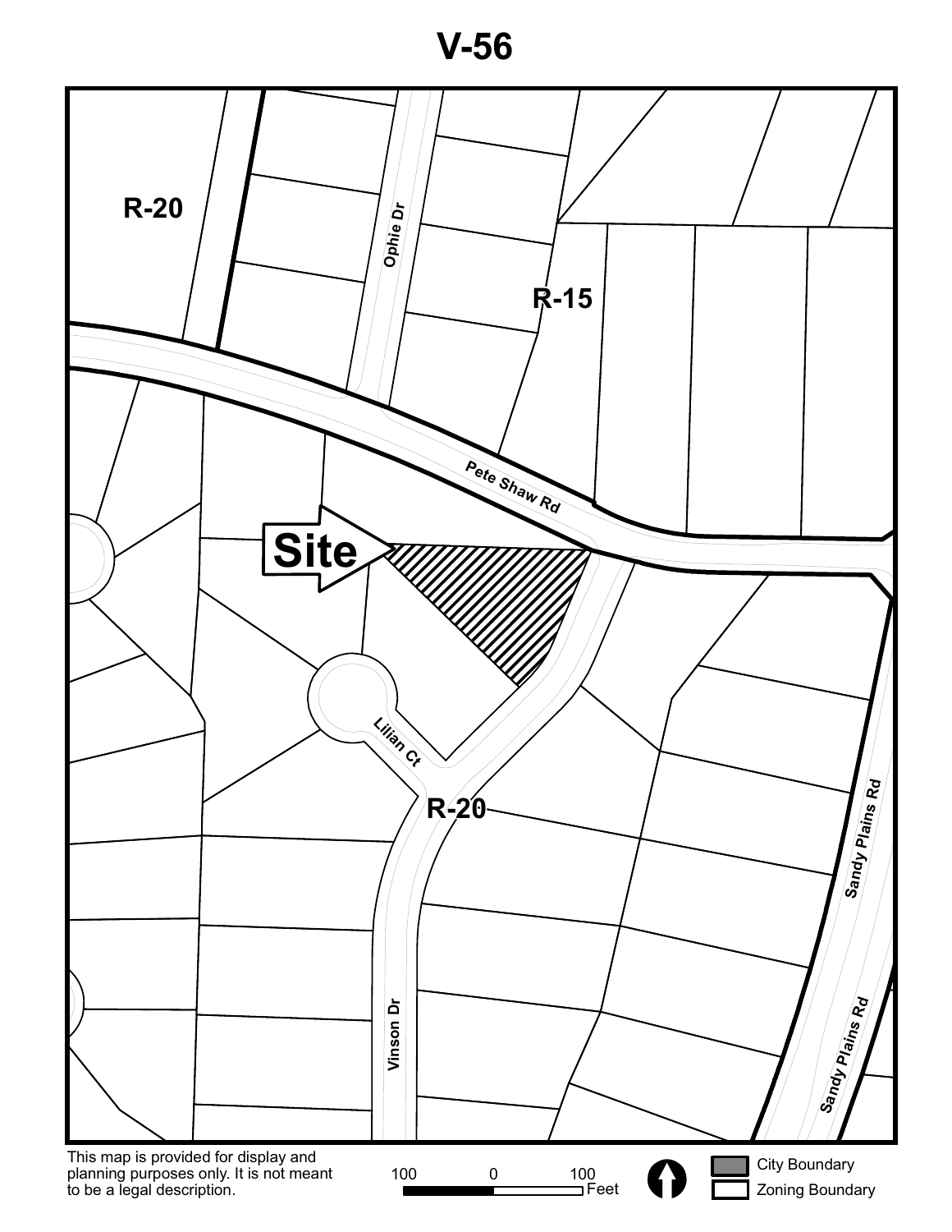# V-56

R-20

Ophie Dr

R-15

Pete Shaw Rd

Site

Lilian Ct

R-20

Vinson Dr

Sandy Plains Rd

Sandy Plains Rd

This map is provided for display and planning purposes only. It is not meant to be a legal description.

100 0 100 Feet

City Boundary

Zoning Boundary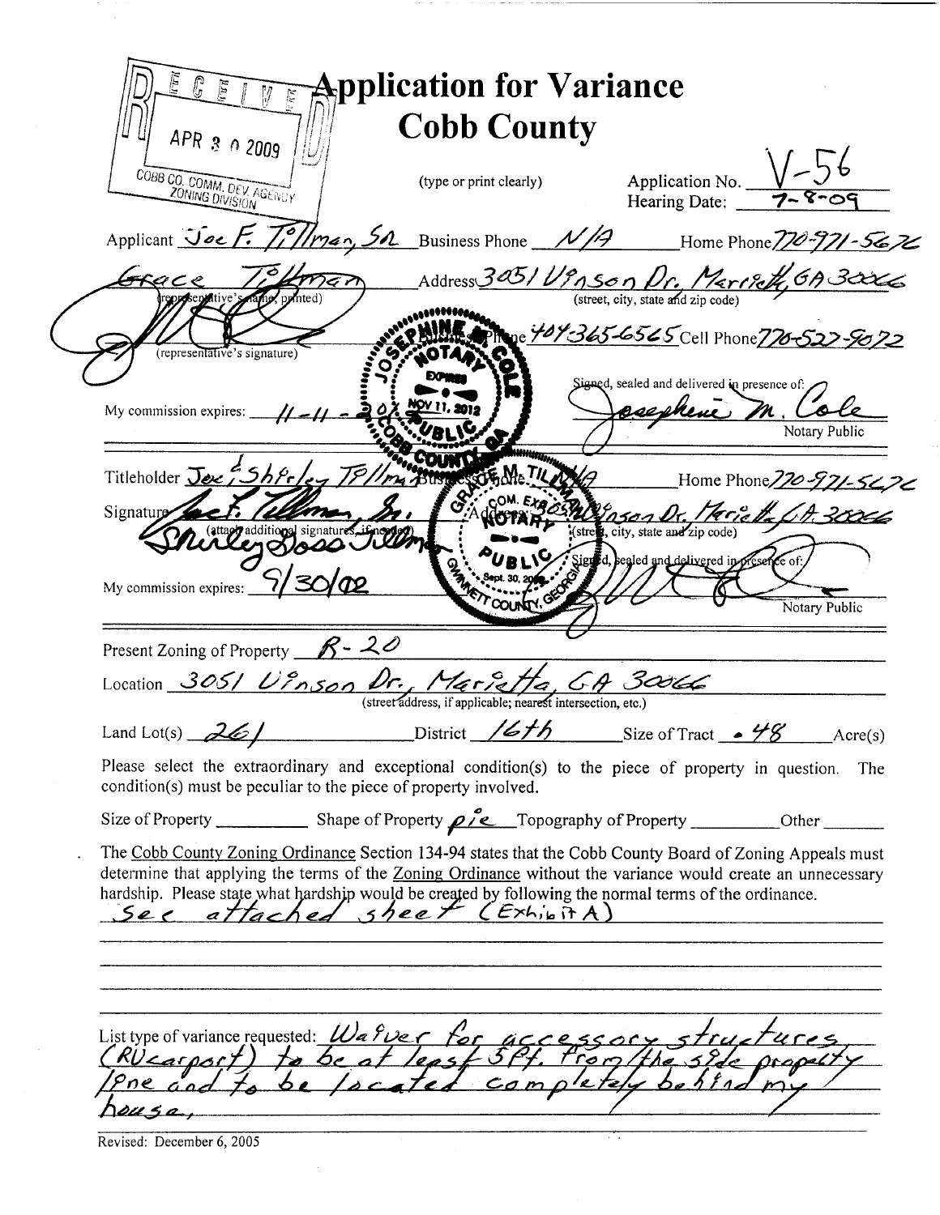RECEIVED
APR 3 0 2009
COBB CO. COMM. DEV. AGENCY
ZONING DIVISION

# Application for Variance
# Cobb County

(type or print clearly)

Application No. V-56
Hearing Date: 7-8-09

Applicant Joe F. Tillman, Sr. Business Phone N/A Home Phone 770-971-5676

Grace Tillman Address 3051 Vinson Dr. Marietta, GA 30066
(representative's name, printed) (street, city, state and zip code)

(representative's signature) Business Phone 404-365-6565 Cell Phone 770-527-9072

Signed, sealed and delivered in presence of: Josephine M. Cole
Notary Public

My commission expires: 11-11-2012

(Notary seal: JOSEPHINE M. COLE, NOTARY PUBLIC, EXPIRES NOV 11, 2012, COBB COUNTY)

Titleholder Joe & Shirley Tillman Business Phone N/A Home Phone 770-971-5676

Signature Joe F. Tillman, Sr. Address 3051 Vinson Dr. Marietta, GA 30066
(attach additional signatures, if needed) (street, city, state and zip code)

Shirley Doss Tillman

Signed, sealed and delivered in presence of:
Notary Public

My commission expires: 9/30/02

(Notary seal: GRACE M. TILLMAN, NOTARY PUBLIC, COMM. EXP. Sept. 30, 20__, GWINNETT COUNTY, GEORGIA)

Present Zoning of Property R-20

Location 3051 Vinson Dr., Marietta, GA 30066
(street address, if applicable; nearest intersection, etc.)

Land Lot(s) 261 District 16th Size of Tract .48 Acre(s)

Please select the extraordinary and exceptional condition(s) to the piece of property in question. The condition(s) must be peculiar to the piece of property involved.

Size of Property ________ Shape of Property pie Topography of Property ________ Other ______

The Cobb County Zoning Ordinance Section 134-94 states that the Cobb County Board of Zoning Appeals must determine that applying the terms of the Zoning Ordinance without the variance would create an unnecessary hardship. Please state what hardship would be created by following the normal terms of the ordinance.

See attached sheet (Exhibit A)

List type of variance requested: Waiver for accessory structures (RV carport) to be at least 5 ft. from the side property line and to be located completely behind my house.

Revised: December 6, 2005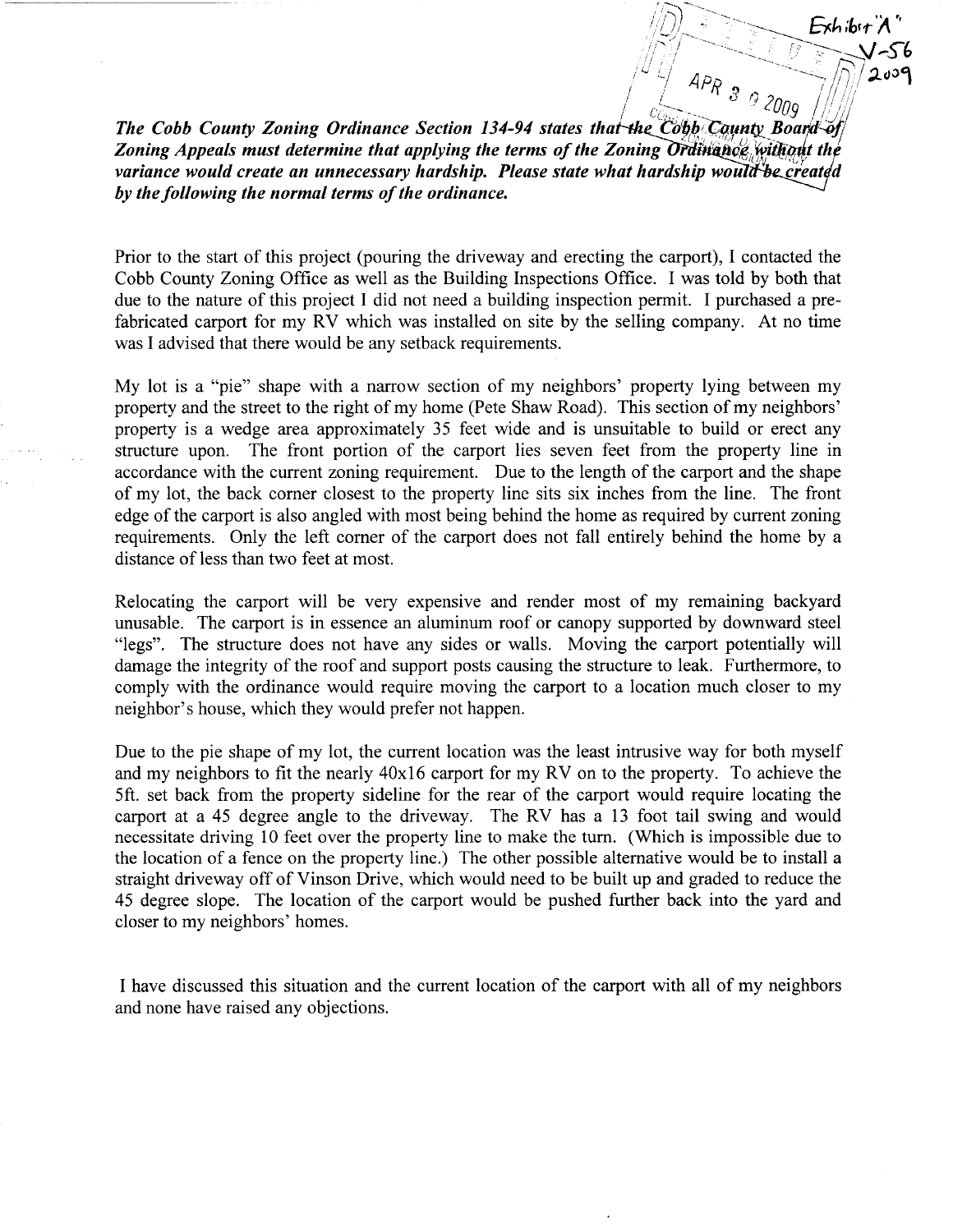Exhibit "A"
V-56
2009

APR 3 0 2009

***The Cobb County Zoning Ordinance Section 134-94 states that the Cobb County Board of Zoning Appeals must determine that applying the terms of the Zoning Ordinance without the variance would create an unnecessary hardship. Please state what hardship would be created by the following the normal terms of the ordinance.***

Prior to the start of this project (pouring the driveway and erecting the carport), I contacted the Cobb County Zoning Office as well as the Building Inspections Office. I was told by both that due to the nature of this project I did not need a building inspection permit. I purchased a pre-fabricated carport for my RV which was installed on site by the selling company. At no time was I advised that there would be any setback requirements.

My lot is a "pie" shape with a narrow section of my neighbors' property lying between my property and the street to the right of my home (Pete Shaw Road). This section of my neighbors' property is a wedge area approximately 35 feet wide and is unsuitable to build or erect any structure upon. The front portion of the carport lies seven feet from the property line in accordance with the current zoning requirement. Due to the length of the carport and the shape of my lot, the back corner closest to the property line sits six inches from the line. The front edge of the carport is also angled with most being behind the home as required by current zoning requirements. Only the left corner of the carport does not fall entirely behind the home by a distance of less than two feet at most.

Relocating the carport will be very expensive and render most of my remaining backyard unusable. The carport is in essence an aluminum roof or canopy supported by downward steel "legs". The structure does not have any sides or walls. Moving the carport potentially will damage the integrity of the roof and support posts causing the structure to leak. Furthermore, to comply with the ordinance would require moving the carport to a location much closer to my neighbor's house, which they would prefer not happen.

Due to the pie shape of my lot, the current location was the least intrusive way for both myself and my neighbors to fit the nearly 40x16 carport for my RV on to the property. To achieve the 5ft. set back from the property sideline for the rear of the carport would require locating the carport at a 45 degree angle to the driveway. The RV has a 13 foot tail swing and would necessitate driving 10 feet over the property line to make the turn. (Which is impossible due to the location of a fence on the property line.) The other possible alternative would be to install a straight driveway off of Vinson Drive, which would need to be built up and graded to reduce the 45 degree slope. The location of the carport would be pushed further back into the yard and closer to my neighbors' homes.

I have discussed this situation and the current location of the carport with all of my neighbors and none have raised any objections.